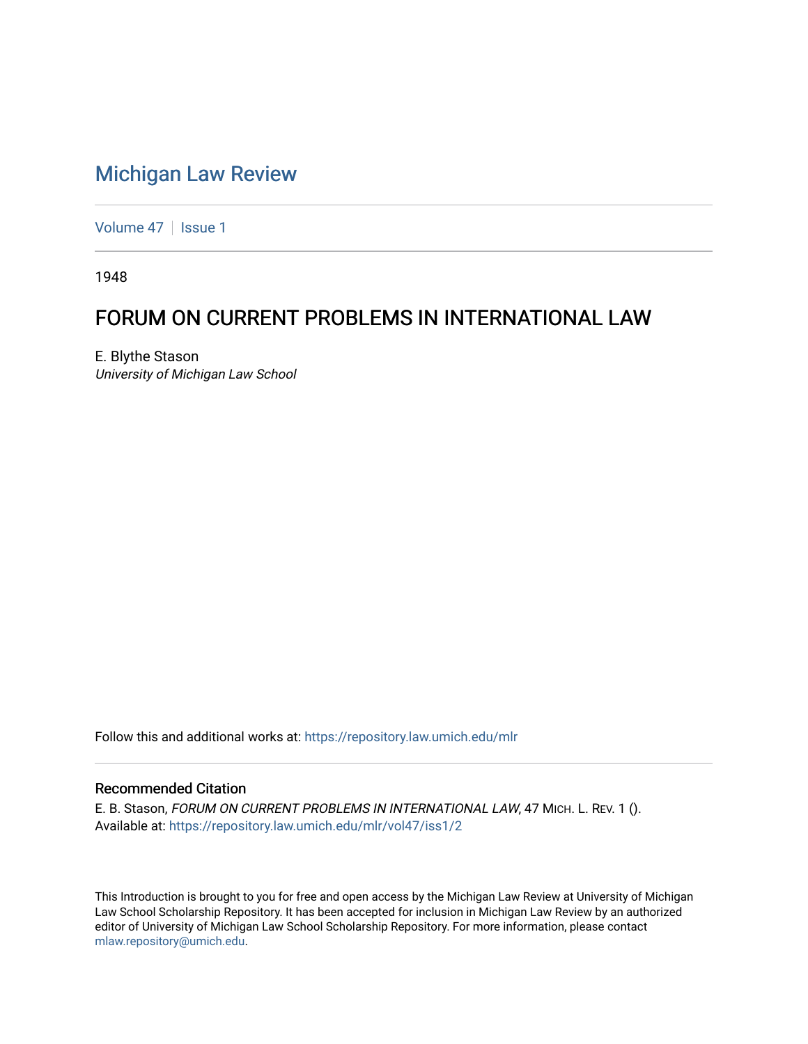# Michigan Law Review

Volume 47 | Issue 1

1948

## FORUM ON CURRENT PROBLEMS IN INTERNATIONAL LAW

E. Blythe Stason
*University of Michigan Law School*

Follow this and additional works at: https://repository.law.umich.edu/mlr

### Recommended Citation

E. B. Stason, *FORUM ON CURRENT PROBLEMS IN INTERNATIONAL LAW*, 47 MICH. L. REV. 1 ().
Available at: https://repository.law.umich.edu/mlr/vol47/iss1/2

This Introduction is brought to you for free and open access by the Michigan Law Review at University of Michigan Law School Scholarship Repository. It has been accepted for inclusion in Michigan Law Review by an authorized editor of University of Michigan Law School Scholarship Repository. For more information, please contact mlaw.repository@umich.edu.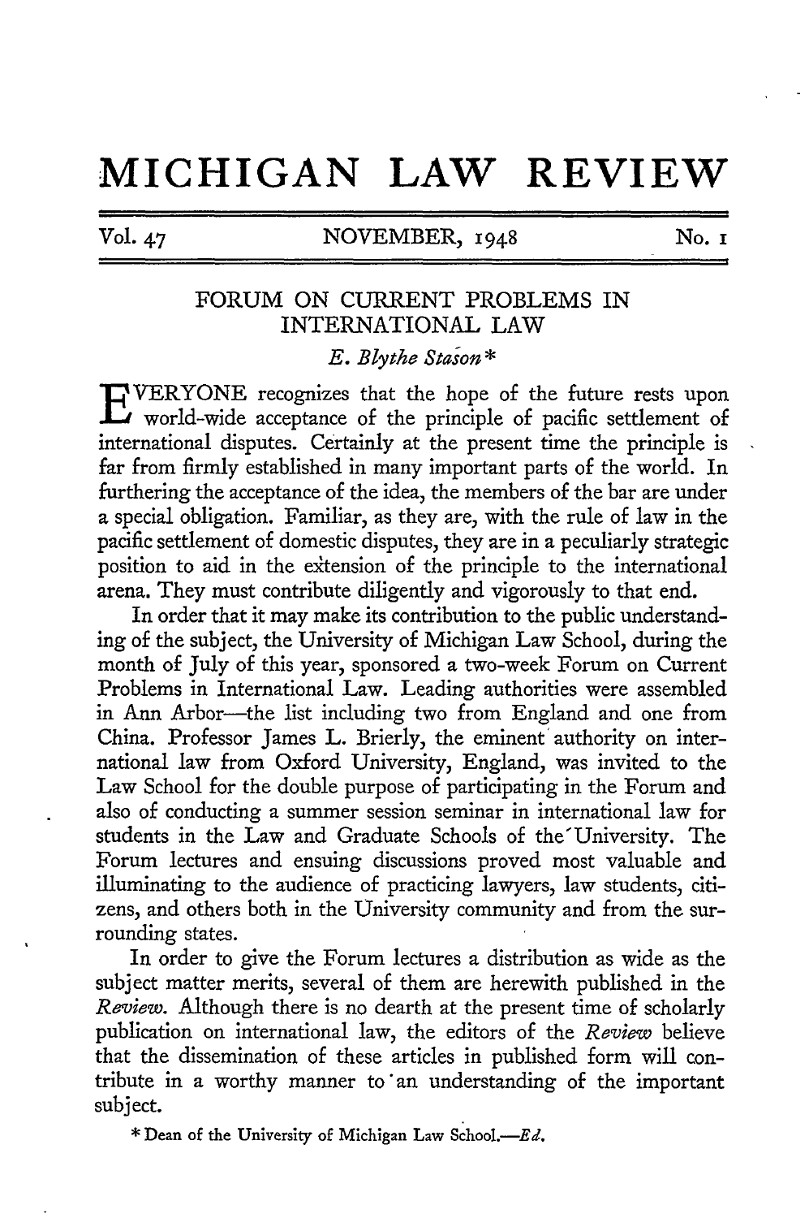# MICHIGAN LAW REVIEW

Vol. 47 NOVEMBER, 1948 No. 1

## FORUM ON CURRENT PROBLEMS IN INTERNATIONAL LAW

*E. Blythe Stason\**

EVERYONE recognizes that the hope of the future rests upon world-wide acceptance of the principle of pacific settlement of international disputes. Certainly at the present time the principle is far from firmly established in many important parts of the world. In furthering the acceptance of the idea, the members of the bar are under a special obligation. Familiar, as they are, with the rule of law in the pacific settlement of domestic disputes, they are in a peculiarly strategic position to aid in the extension of the principle to the international arena. They must contribute diligently and vigorously to that end.

In order that it may make its contribution to the public understanding of the subject, the University of Michigan Law School, during the month of July of this year, sponsored a two-week Forum on Current Problems in International Law. Leading authorities were assembled in Ann Arbor—the list including two from England and one from China. Professor James L. Brierly, the eminent authority on international law from Oxford University, England, was invited to the Law School for the double purpose of participating in the Forum and also of conducting a summer session seminar in international law for students in the Law and Graduate Schools of the University. The Forum lectures and ensuing discussions proved most valuable and illuminating to the audience of practicing lawyers, law students, citizens, and others both in the University community and from the surrounding states.

In order to give the Forum lectures a distribution as wide as the subject matter merits, several of them are herewith published in the *Review*. Although there is no dearth at the present time of scholarly publication on international law, the editors of the *Review* believe that the dissemination of these articles in published form will contribute in a worthy manner to an understanding of the important subject.

\* Dean of the University of Michigan Law School.—*Ed.*